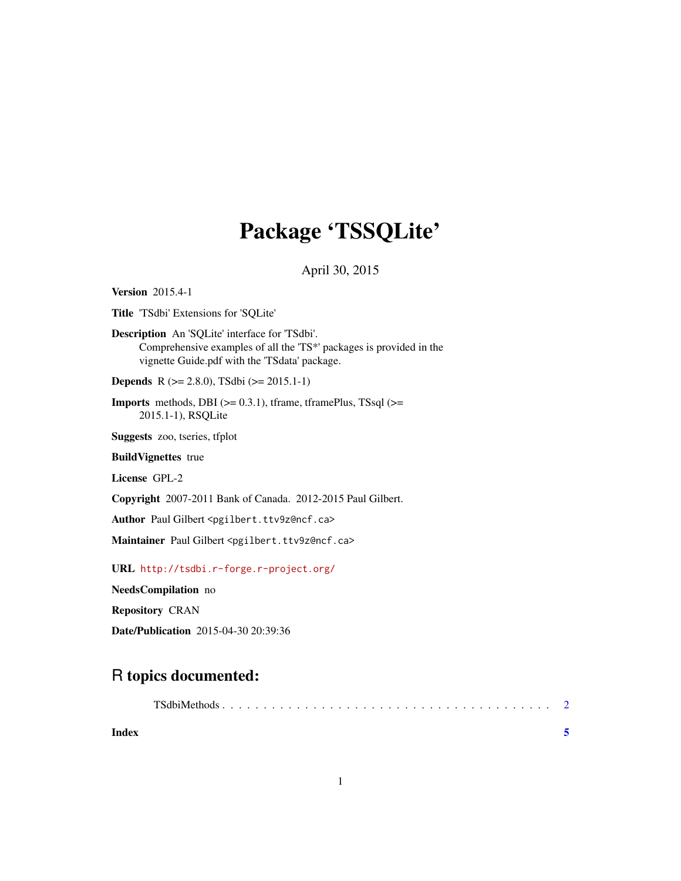# Package 'TSSQLite'

April 30, 2015

**Version** 2015.4-1

**Title** 'TSdbi' Extensions for 'SQLite'

**Description** An 'SQLite' interface for 'TSdbi'.
Comprehensive examples of all the 'TS*' packages is provided in the
vignette Guide.pdf with the 'TSdata' package.

**Depends** R (>= 2.8.0), TSdbi (>= 2015.1-1)

**Imports** methods, DBI (>= 0.3.1), tframe, tframePlus, TSsql (>=
2015.1-1), RSQLite

**Suggests** zoo, tseries, tfplot

**BuildVignettes** true

**License** GPL-2

**Copyright** 2007-2011 Bank of Canada. 2012-2015 Paul Gilbert.

**Author** Paul Gilbert <pgilbert.ttv9z@ncf.ca>

**Maintainer** Paul Gilbert <pgilbert.ttv9z@ncf.ca>

**URL** http://tsdbi.r-forge.r-project.org/

**NeedsCompilation** no

**Repository** CRAN

**Date/Publication** 2015-04-30 20:39:36

## R topics documented:

TSdbiMethods . . . . . . . . . . . . . . . . . . . . . . . . . . . . . . . . . . . . . . . 2

**Index** **5**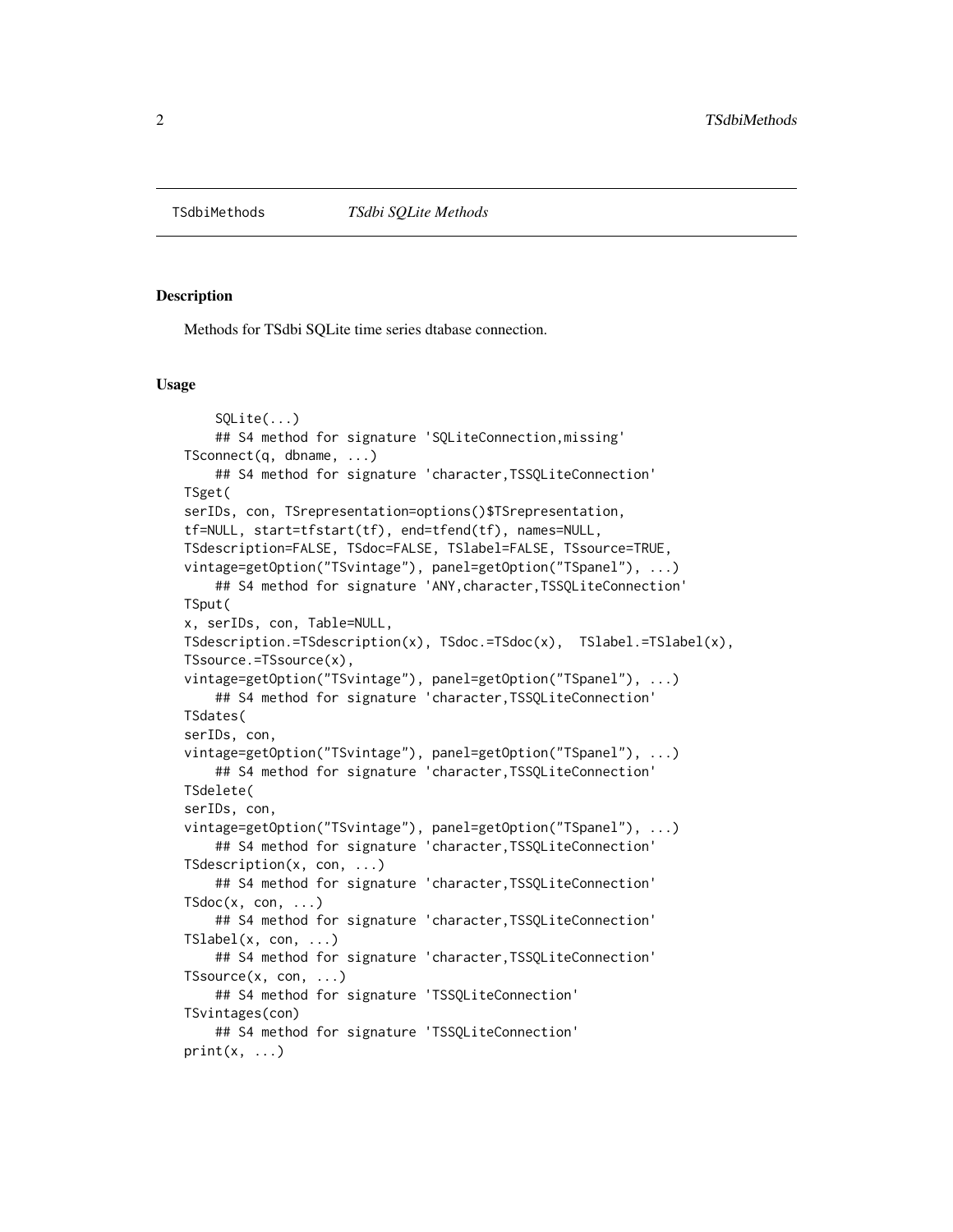TSdbiMethods *TSdbi SQLite Methods*

### Description

Methods for TSdbi SQLite time series dtabase connection.

### Usage

```
    SQLite(...)
    ## S4 method for signature 'SQLiteConnection,missing'
TSconnect(q, dbname, ...)
    ## S4 method for signature 'character,TSSQLiteConnection'
TSget(
serIDs, con, TSrepresentation=options()$TSrepresentation,
tf=NULL, start=tfstart(tf), end=tfend(tf), names=NULL,
TSdescription=FALSE, TSdoc=FALSE, TSlabel=FALSE, TSsource=TRUE,
vintage=getOption("TSvintage"), panel=getOption("TSpanel"), ...)
    ## S4 method for signature 'ANY,character,TSSQLiteConnection'
TSput(
x, serIDs, con, Table=NULL,
TSdescription.=TSdescription(x), TSdoc.=TSdoc(x),  TSlabel.=TSlabel(x),
TSsource.=TSsource(x),
vintage=getOption("TSvintage"), panel=getOption("TSpanel"), ...)
    ## S4 method for signature 'character,TSSQLiteConnection'
TSdates(
serIDs, con,
vintage=getOption("TSvintage"), panel=getOption("TSpanel"), ...)
    ## S4 method for signature 'character,TSSQLiteConnection'
TSdelete(
serIDs, con,
vintage=getOption("TSvintage"), panel=getOption("TSpanel"), ...)
    ## S4 method for signature 'character,TSSQLiteConnection'
TSdescription(x, con, ...)
    ## S4 method for signature 'character,TSSQLiteConnection'
TSdoc(x, con, ...)
    ## S4 method for signature 'character,TSSQLiteConnection'
TSlabel(x, con, ...)
    ## S4 method for signature 'character,TSSQLiteConnection'
TSsource(x, con, ...)
    ## S4 method for signature 'TSSQLiteConnection'
TSvintages(con)
    ## S4 method for signature 'TSSQLiteConnection'
print(x, ...)
```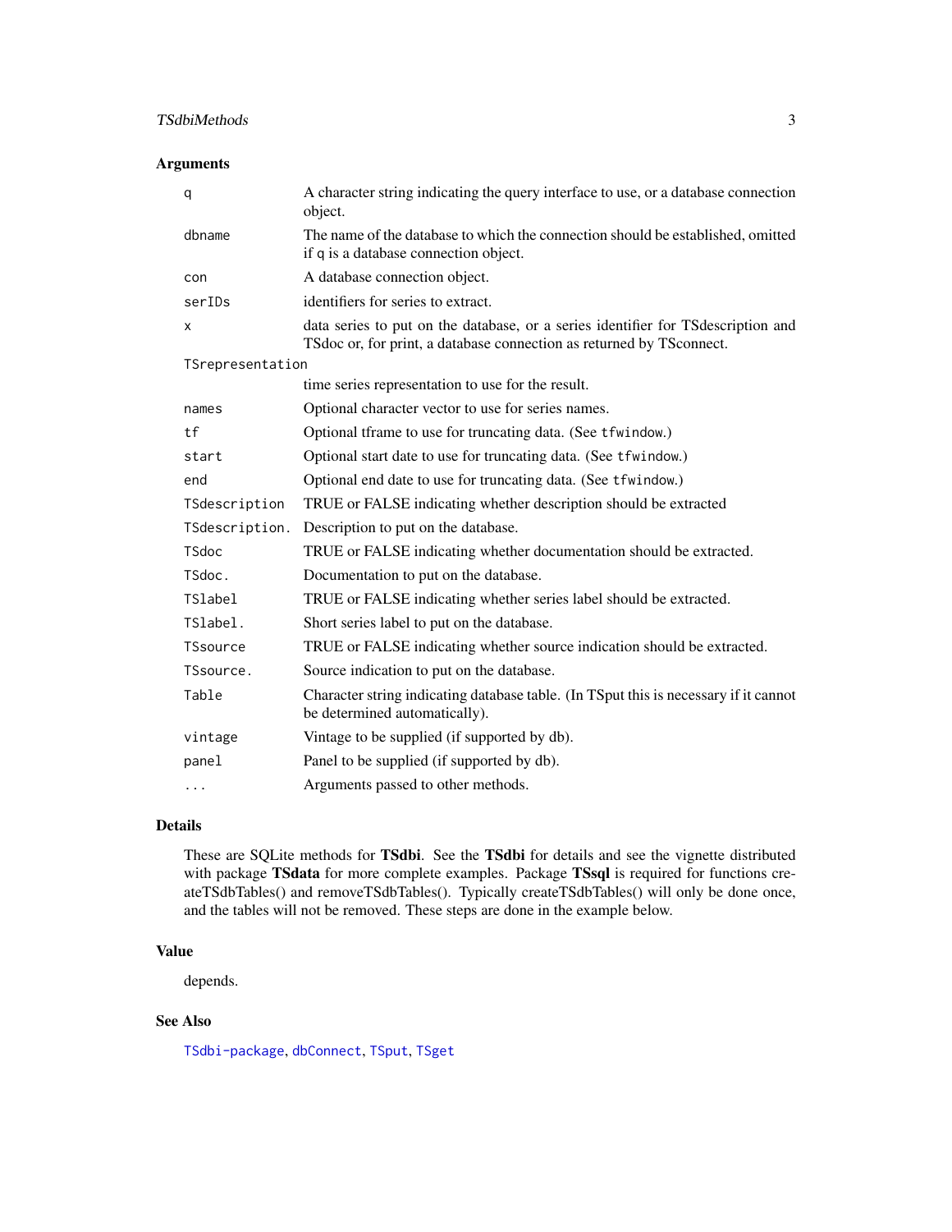## Arguments

| Argument | Description |
| --- | --- |
| `q` | A character string indicating the query interface to use, or a database connection object. |
| `dbname` | The name of the database to which the connection should be established, omitted if q is a database connection object. |
| `con` | A database connection object. |
| `serIDs` | identifiers for series to extract. |
| `x` | data series to put on the database, or a series identifier for TSdescription and TSdoc or, for print, a database connection as returned by TSconnect. |
| `TSrepresentation` | time series representation to use for the result. |
| `names` | Optional character vector to use for series names. |
| `tf` | Optional tframe to use for truncating data. (See `tfwindow`.) |
| `start` | Optional start date to use for truncating data. (See `tfwindow`.) |
| `end` | Optional end date to use for truncating data. (See `tfwindow`.) |
| `TSdescription` | TRUE or FALSE indicating whether description should be extracted |
| `TSdescription.` | Description to put on the database. |
| `TSdoc` | TRUE or FALSE indicating whether documentation should be extracted. |
| `TSdoc.` | Documentation to put on the database. |
| `TSlabel` | TRUE or FALSE indicating whether series label should be extracted. |
| `TSlabel.` | Short series label to put on the database. |
| `TSsource` | TRUE or FALSE indicating whether source indication should be extracted. |
| `TSsource.` | Source indication to put on the database. |
| `Table` | Character string indicating database table. (In TSput this is necessary if it cannot be determined automatically). |
| `vintage` | Vintage to be supplied (if supported by db). |
| `panel` | Panel to be supplied (if supported by db). |
| `...` | Arguments passed to other methods. |

## Details

These are SQLite methods for **TSdbi**. See the **TSdbi** for details and see the vignette distributed with package **TSdata** for more complete examples. Package **TSsql** is required for functions createTSdbTables() and removeTSdbTables(). Typically createTSdbTables() will only be done once, and the tables will not be removed. These steps are done in the example below.

## Value

depends.

## See Also

TSdbi-package, dbConnect, TSput, TSget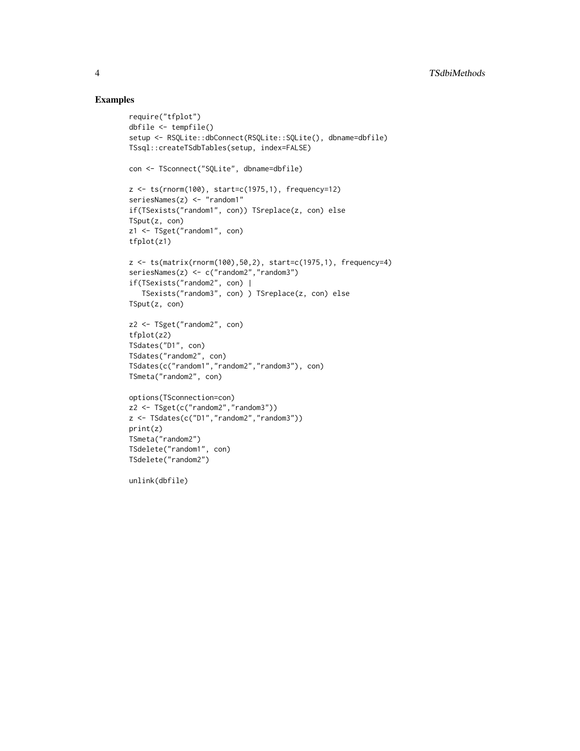## Examples

```
require("tfplot")
dbfile <- tempfile()
setup <- RSQLite::dbConnect(RSQLite::SQLite(), dbname=dbfile)
TSsql::createTSdbTables(setup, index=FALSE)

con <- TSconnect("SQLite", dbname=dbfile)

z <- ts(rnorm(100), start=c(1975,1), frequency=12)
seriesNames(z) <- "random1"
if(TSexists("random1", con)) TSreplace(z, con) else
TSput(z, con)
z1 <- TSget("random1", con)
tfplot(z1)

z <- ts(matrix(rnorm(100),50,2), start=c(1975,1), frequency=4)
seriesNames(z) <- c("random2","random3")
if(TSexists("random2", con) |
   TSexists("random3", con) ) TSreplace(z, con) else
TSput(z, con)

z2 <- TSget("random2", con)
tfplot(z2)
TSdates("D1", con)
TSdates("random2", con)
TSdates(c("random1","random2","random3"), con)
TSmeta("random2", con)

options(TSconnection=con)
z2 <- TSget(c("random2","random3"))
z <- TSdates(c("D1","random2","random3"))
print(z)
TSmeta("random2")
TSdelete("random1", con)
TSdelete("random2")

unlink(dbfile)
```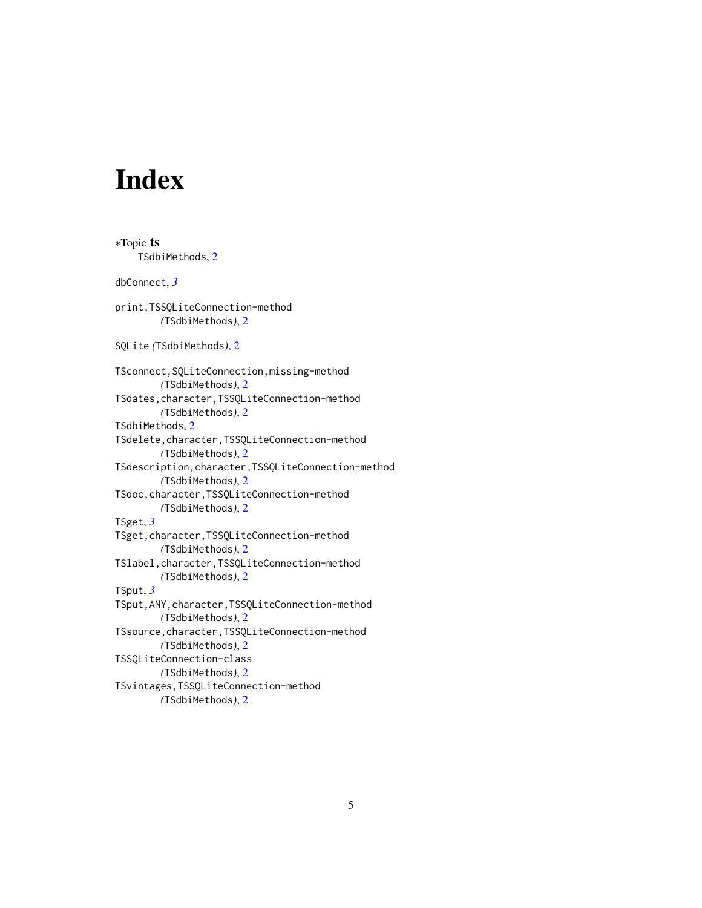# Index

*Topic **ts**
    TSdbiMethods, 2

dbConnect, *3*

print,TSSQLiteConnection-method
        *(*TSdbiMethods*)*, 2

SQLite *(*TSdbiMethods*)*, 2

TSconnect,SQLiteConnection,missing-method
        *(*TSdbiMethods*)*, 2
TSdates,character,TSSQLiteConnection-method
        *(*TSdbiMethods*)*, 2
TSdbiMethods, 2
TSdelete,character,TSSQLiteConnection-method
        *(*TSdbiMethods*)*, 2
TSdescription,character,TSSQLiteConnection-method
        *(*TSdbiMethods*)*, 2
TSdoc,character,TSSQLiteConnection-method
        *(*TSdbiMethods*)*, 2
TSget, *3*
TSget,character,TSSQLiteConnection-method
        *(*TSdbiMethods*)*, 2
TSlabel,character,TSSQLiteConnection-method
        *(*TSdbiMethods*)*, 2
TSput, *3*
TSput,ANY,character,TSSQLiteConnection-method
        *(*TSdbiMethods*)*, 2
TSsource,character,TSSQLiteConnection-method
        *(*TSdbiMethods*)*, 2
TSSQLiteConnection-class
        *(*TSdbiMethods*)*, 2
TSvintages,TSSQLiteConnection-method
        *(*TSdbiMethods*)*, 2